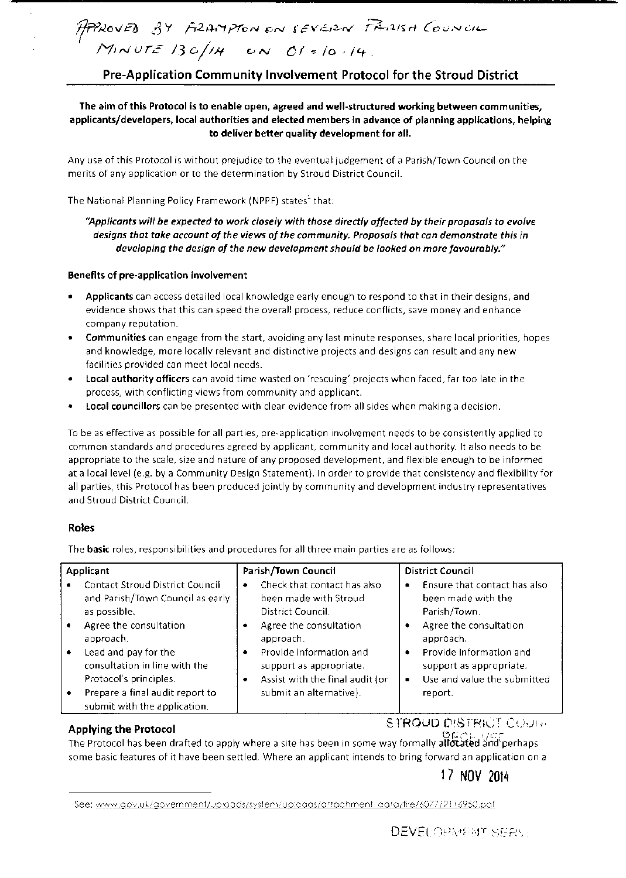APPROVED BY FRAMPTON ON SEVERN PARISH COUNCIL MINUTE 130/14 ON 01.10.14.

# Pre-Application Community Involvement Protocol for the Stroud District

**The aim of this Protocol is to enable open, agreed and well-structured working between communities, applicants/developers, local authorities and elected members in advance of planning applications, helping to deliver better quality development for all.**

Any use of this Protocol is without prejudice to the eventual judgement of a Parish/Town Council on the merits of any application or to the determination by Stroud District Council.

The National Planning Policy Framework (NPPF) states[1] that:

> ***"Applicants will be expected to work closely with those directly affected by their proposals to evolve designs that take account of the views of the community. Proposals that can demonstrate this in developing the design of the new development should be looked on more favourably."***

**Benefits of pre-application involvement**

- **Applicants** can access detailed local knowledge early enough to respond to that in their designs, and evidence shows that this can speed the overall process, reduce conflicts, save money and enhance company reputation.
- **Communities** can engage from the start, avoiding any last minute responses, share local priorities, hopes and knowledge, more locally relevant and distinctive projects and designs can result and any new facilities provided can meet local needs.
- **Local authority officers** can avoid time wasted on 'rescuing' projects when faced, far too late in the process, with conflicting views from community and applicant.
- **Local councillors** can be presented with clear evidence from all sides when making a decision.

To be as effective as possible for all parties, pre-application involvement needs to be consistently applied to common standards and procedures agreed by applicant, community and local authority. It also needs to be appropriate to the scale, size and nature of any proposed development, and flexible enough to be informed at a local level (e.g. by a Community Design Statement). In order to provide that consistency and flexibility for all parties, this Protocol has been produced jointly by community and development industry representatives and Stroud District Council.

## Roles

The **basic** roles, responsibilities and procedures for all three main parties are as follows:

| Applicant | Parish/Town Council | District Council |
|---|---|---|
| • Contact Stroud District Council and Parish/Town Council as early as possible.<br>• Agree the consultation approach.<br>• Lead and pay for the consultation in line with the Protocol's principles.<br>• Prepare a final audit report to submit with the application. | • Check that contact has also been made with Stroud District Council.<br>• Agree the consultation approach.<br>• Provide information and support as appropriate.<br>• Assist with the final audit (or submit an alternative). | • Ensure that contact has also been made with the Parish/Town.<br>• Agree the consultation approach.<br>• Provide information and support as appropriate.<br>• Use and value the submitted report. |

## Applying the Protocol

The Protocol has been drafted to apply where a site has been in some way formally allocated and perhaps some basic features of it have been settled. Where an applicant intends to bring forward an application on a

STROUD DISTRICT COUNCIL RECEIVED 17 NOV 2014 DEVELOPMENT SERVICES

[1] See: www.gov.uk/government/uploads/system/uploads/attachment_data/file/6077/2116950.pdf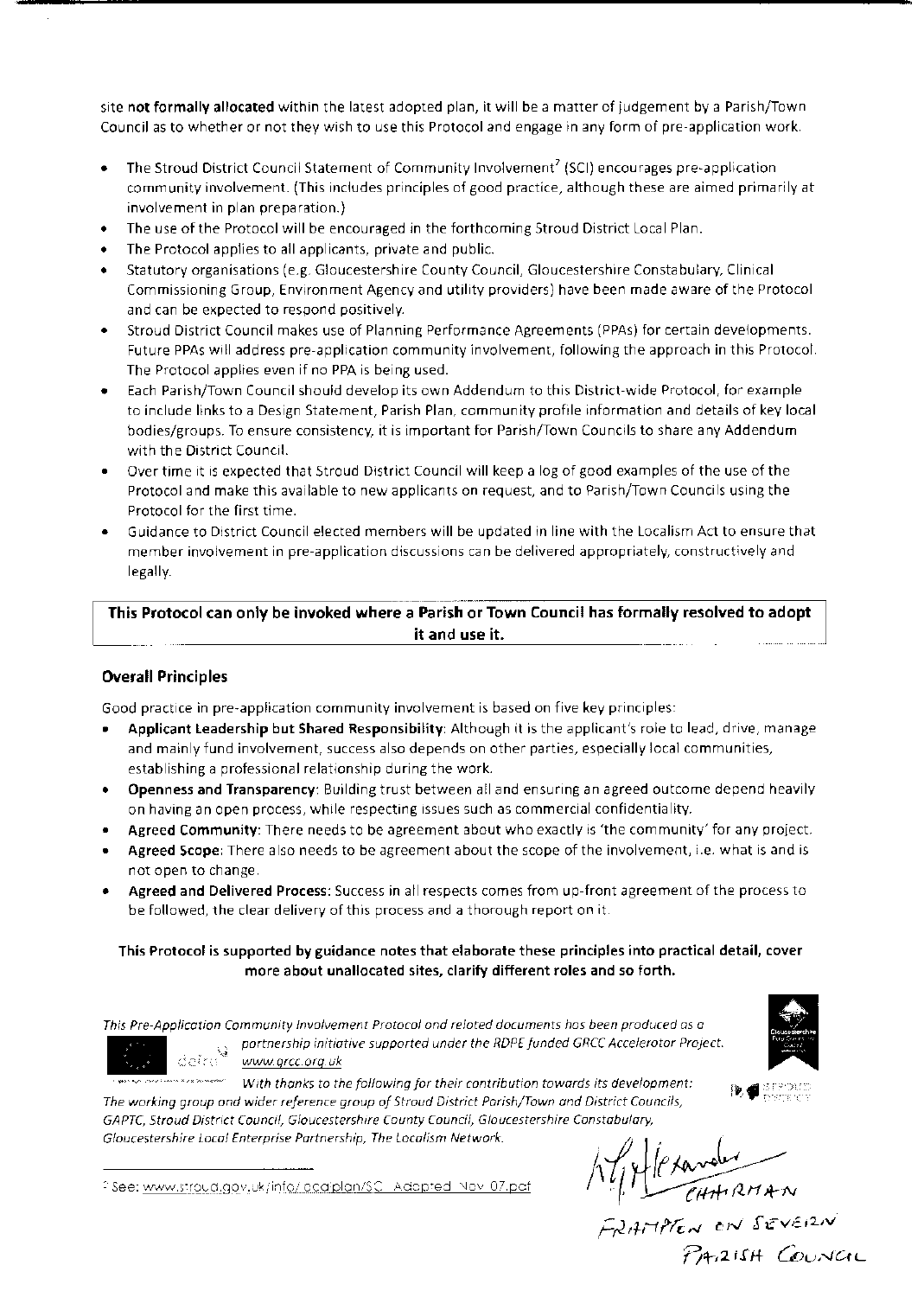site **not formally allocated** within the latest adopted plan, it will be a matter of judgement by a Parish/Town Council as to whether or not they wish to use this Protocol and engage in any form of pre-application work.

- The Stroud District Council Statement of Community Involvement[7] (SCI) encourages pre-application community involvement. (This includes principles of good practice, although these are aimed primarily at involvement in plan preparation.)
- The use of the Protocol will be encouraged in the forthcoming Stroud District Local Plan.
- The Protocol applies to all applicants, private and public.
- Statutory organisations (e.g. Gloucestershire County Council, Gloucestershire Constabulary, Clinical Commissioning Group, Environment Agency and utility providers) have been made aware of the Protocol and can be expected to respond positively.
- Stroud District Council makes use of Planning Performance Agreements (PPAs) for certain developments. Future PPAs will address pre-application community involvement, following the approach in this Protocol. The Protocol applies even if no PPA is being used.
- Each Parish/Town Council should develop its own Addendum to this District-wide Protocol, for example to include links to a Design Statement, Parish Plan, community profile information and details of key local bodies/groups. To ensure consistency, it is important for Parish/Town Councils to share any Addendum with the District Council.
- Over time it is expected that Stroud District Council will keep a log of good examples of the use of the Protocol and make this available to new applicants on request, and to Parish/Town Councils using the Protocol for the first time.
- Guidance to District Council elected members will be updated in line with the Localism Act to ensure that member involvement in pre-application discussions can be delivered appropriately, constructively and legally.

**This Protocol can only be invoked where a Parish or Town Council has formally resolved to adopt it and use it.**

### Overall Principles

Good practice in pre-application community involvement is based on five key principles:

- **Applicant Leadership but Shared Responsibility**: Although it is the applicant's role to lead, drive, manage and mainly fund involvement, success also depends on other parties, especially local communities, establishing a professional relationship during the work.
- **Openness and Transparency**: Building trust between all and ensuring an agreed outcome depend heavily on having an open process, while respecting issues such as commercial confidentiality.
- **Agreed Community:** There needs to be agreement about who exactly is 'the community' for any project.
- **Agreed Scope:** There also needs to be agreement about the scope of the involvement, i.e. what is and is not open to change.
- **Agreed and Delivered Process:** Success in all respects comes from up-front agreement of the process to be followed, the clear delivery of this process and a thorough report on it.

**This Protocol is supported by guidance notes that elaborate these principles into practical detail, cover more about unallocated sites, clarify different roles and so forth.**

*This Pre-Application Community Involvement Protocol and related documents has been produced as a partnership initiative supported under the RDPE funded GRCC Accelerator Project.* *www.grcc.org.uk*

*With thanks to the following for their contribution towards its development: The working group and wider reference group of Stroud District Parish/Town and District Councils, GAPTC, Stroud District Council, Gloucestershire County Council, Gloucestershire Constabulary, Gloucestershire Local Enterprise Partnership, The Localism Network.*

[7] See: www.stroud.gov.uk/info/localplan/SCI_Adopted_Nov_07.pdf

CHAIRMAN
FRAMPTON ON SEVERN PARISH COUNCIL